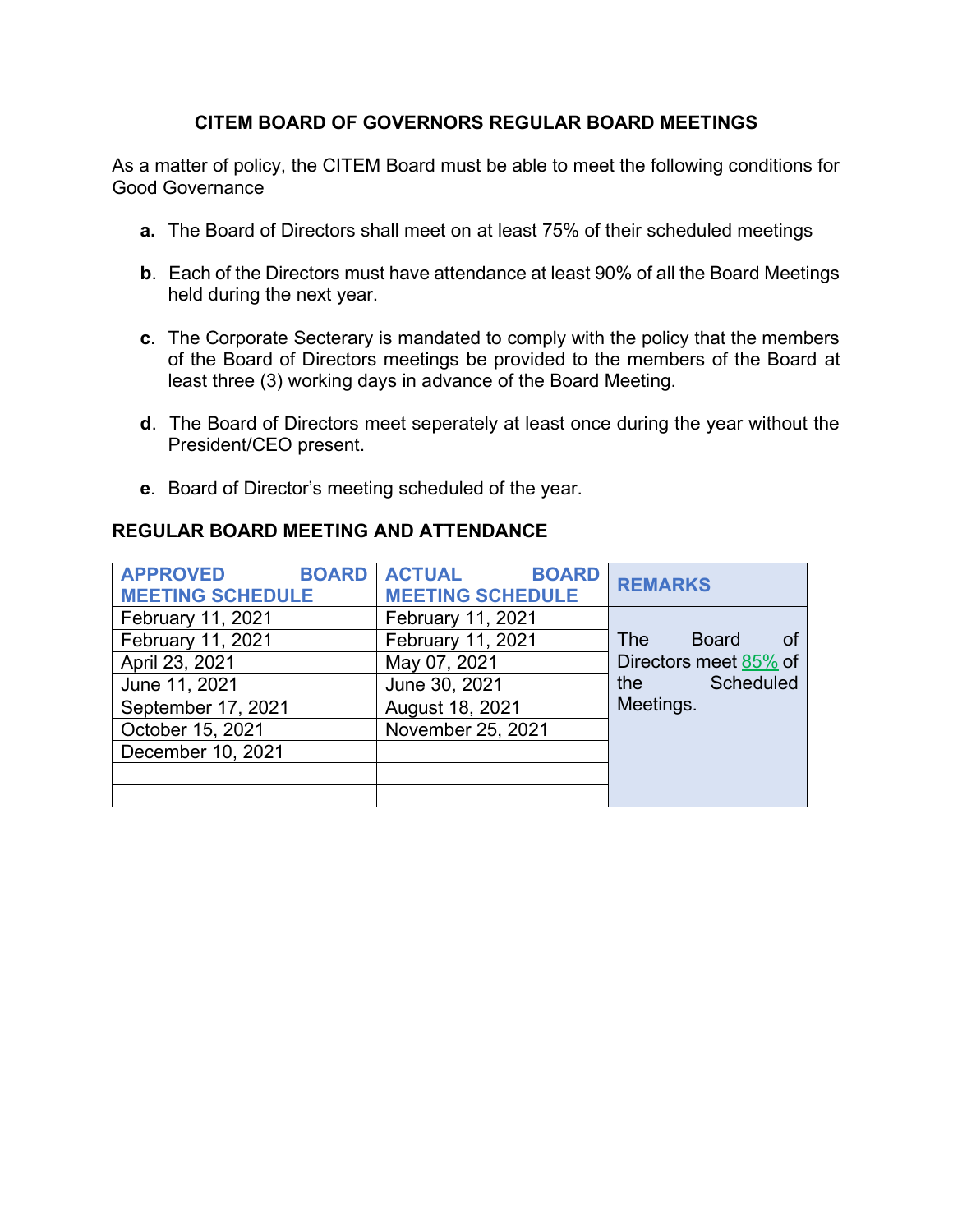**CITEM BOARD OF GOVERNORS REGULAR BOARD MEETINGS**

As a matter of policy, the CITEM Board must be able to meet the following conditions for Good Governance

**a.** The Board of Directors shall meet on at least 75% of their scheduled meetings

**b**. Each of the Directors must have attendance at least 90% of all the Board Meetings held during the next year.

**c**. The Corporate Secterary is mandated to comply with the policy that the members of the Board of Directors meetings be provided to the members of the Board at least three (3) working days in advance of the Board Meeting.

**d**. The Board of Directors meet seperately at least once during the year without the President/CEO present.

**e**. Board of Director's meeting scheduled of the year.

**REGULAR BOARD MEETING AND ATTENDANCE**

| APPROVED BOARD MEETING SCHEDULE | ACTUAL BOARD MEETING SCHEDULE | REMARKS |
|---|---|---|
| February 11, 2021 | February 11, 2021 | The Board of Directors meet 85% of the Scheduled Meetings. |
| February 11, 2021 | February 11, 2021 | |
| April 23, 2021 | May 07, 2021 | |
| June 11, 2021 | June 30, 2021 | |
| September 17, 2021 | August 18, 2021 | |
| October 15, 2021 | November 25, 2021 | |
| December 10, 2021 | | |
| | | |
| | | |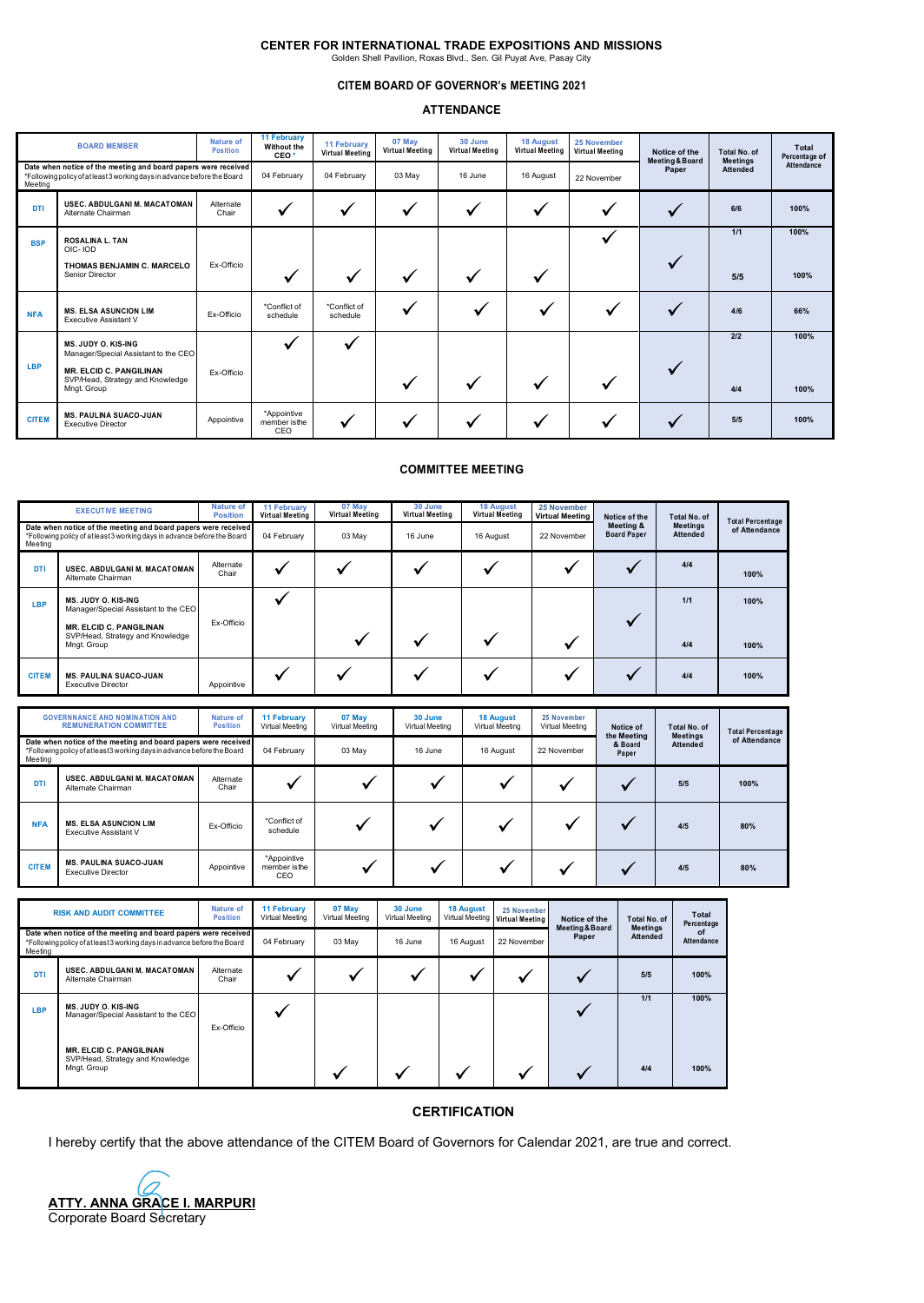**CENTER FOR INTERNATIONAL TRADE EXPOSITIONS AND MISSIONS**
Golden Shell Pavilion, Roxas Blvd., Sen. Gil Puyat Ave, Pasay City

**CITEM BOARD OF GOVERNOR's MEETING 2021**

**ATTENDANCE**

| | BOARD MEMBER | Nature of Position | 11 February Without the CEO * | 11 February Virtual Meeting | 07 May Virtual Meeting | 30 June Virtual Meeting | 18 August Virtual Meeting | 25 November Virtual Meeting | Notice of the Meeting & Board Paper | Total No. of Meetings Attended | Total Percentage of Attendance |
|---|---|---|---|---|---|---|---|---|---|---|---|
| | **Date when notice of the meeting and board papers were received** *Following policy of at least 3 working days in advance before the Board Meeting | | 04 February | 04 February | 03 May | 16 June | 16 August | 22 November | | | |
| **DTI** | **USEC. ABDULGANI M. MACATOMAN** Alternate Chairman | Alternate Chair | ✓ | ✓ | ✓ | ✓ | ✓ | ✓ | ✓ | 6/6 | 100% |
| **BSP** | **ROSALINA L. TAN** OIC- IOD | Ex-Officio | | | | | | ✓ | ✓ | 1/1 | 100% |
| | **THOMAS BENJAMIN C. MARCELO** Senior Director | | ✓ | ✓ | ✓ | ✓ | ✓ | | | 5/5 | 100% |
| **NFA** | **MS. ELSA ASUNCION LIM** Executive Assistant V | Ex-Officio | *Conflict of schedule | *Conflict of schedule | ✓ | ✓ | ✓ | ✓ | ✓ | 4/6 | 66% |
| **LBP** | **MS. JUDY O. KIS-ING** Manager/Special Assistant to the CEO | Ex-Officio | ✓ | ✓ | | | | | ✓ | 2/2 | 100% |
| | **MR. ELCID C. PANGILINAN** SVP/Head, Strategy and Knowledge Mngt. Group | | | | ✓ | ✓ | ✓ | ✓ | | 4/4 | 100% |
| **CITEM** | **MS. PAULINA SUACO-JUAN** Executive Director | Appointive | *Appointive member is the CEO | ✓ | ✓ | ✓ | ✓ | ✓ | ✓ | 5/5 | 100% |

**COMMITTEE MEETING**

| | EXECUTIVE MEETING | Nature of Position | 11 February Virtual Meeting | 07 May Virtual Meeting | 30 June Virtual Meeting | 18 August Virtual Meeting | 25 November Virtual Meeting | Notice of the Meeting & Board Paper | Total No. of Meetings Attended | Total Percentage of Attendance |
|---|---|---|---|---|---|---|---|---|---|---|
| | **Date when notice of the meeting and board papers were received** *Following policy of at least 3 working days in advance before the Board Meeting | | 04 February | 03 May | 16 June | 16 August | 22 November | | | |
| **DTI** | **USEC. ABDULGANI M. MACATOMAN** Alternate Chairman | Alternate Chair | ✓ | ✓ | ✓ | ✓ | ✓ | ✓ | 4/4 | 100% |
| **LBP** | **MS. JUDY O. KIS-ING** Manager/Special Assistant to the CEO | Ex-Officio | ✓ | | | | | ✓ | 1/1 | 100% |
| | **MR. ELCID C. PANGILINAN** SVP/Head, Strategy and Knowledge Mngt. Group | | | ✓ | ✓ | ✓ | ✓ | | 4/4 | 100% |
| **CITEM** | **MS. PAULINA SUACO-JUAN** Executive Director | Appointive | ✓ | ✓ | ✓ | ✓ | ✓ | ✓ | 4/4 | 100% |

| | GOVERNANCE AND NOMINATION AND REMUNERATION COMMITTEE | Nature of Position | 11 February Virtual Meeting | 07 May Virtual Meeting | 30 June Virtual Meeting | 18 August Virtual Meeting | 25 November Virtual Meeting | Notice of the Meeting & Board Paper | Total No. of Meetings Attended | Total Percentage of Attendance |
|---|---|---|---|---|---|---|---|---|---|---|
| | **Date when notice of the meeting and board papers were received** *Following policy of at least 3 working days in advance before the Board Meeting | | 04 February | 03 May | 16 June | 16 August | 22 November | | | |
| **DTI** | **USEC. ABDULGANI M. MACATOMAN** Alternate Chairman | Alternate Chair | ✓ | ✓ | ✓ | ✓ | ✓ | ✓ | 5/5 | 100% |
| **NFA** | **MS. ELSA ASUNCION LIM** Executive Assistant V | Ex-Officio | *Conflict of schedule | ✓ | ✓ | ✓ | ✓ | ✓ | 4/5 | 80% |
| **CITEM** | **MS. PAULINA SUACO-JUAN** Executive Director | Appointive | *Appointive member is the CEO | ✓ | ✓ | ✓ | ✓ | ✓ | 4/5 | 80% |

| | RISK AND AUDIT COMMITTEE | Nature of Position | 11 February Virtual Meeting | 07 May Virtual Meeting | 30 June Virtual Meeting | 18 August Virtual Meeting | 25 November Virtual Meeting | Notice of the Meeting & Board Paper | Total No. of Meetings Attended | Total Percentage of Attendance |
|---|---|---|---|---|---|---|---|---|---|---|
| | **Date when notice of the meeting and board papers were received** *Following policy of at least 3 working days in advance before the Board Meeting | | 04 February | 03 May | 16 June | 16 August | 22 November | | | |
| **DTI** | **USEC. ABDULGANI M. MACATOMAN** Alternate Chairman | Alternate Chair | ✓ | ✓ | ✓ | ✓ | ✓ | ✓ | 5/5 | 100% |
| **LBP** | **MS. JUDY O. KIS-ING** Manager/Special Assistant to the CEO | Ex-Officio | ✓ | | | | | ✓ | 1/1 | 100% |
| | **MR. ELCID C. PANGILINAN** SVP/Head, Strategy and Knowledge Mngt. Group | | | ✓ | ✓ | ✓ | ✓ | ✓ | 4/4 | 100% |

**CERTIFICATION**

I hereby certify that the above attendance of the CITEM Board of Governors for Calendar 2021, are true and correct.

**ATTY. ANNA GRACE I. MARPURI**
Corporate Board Secretary